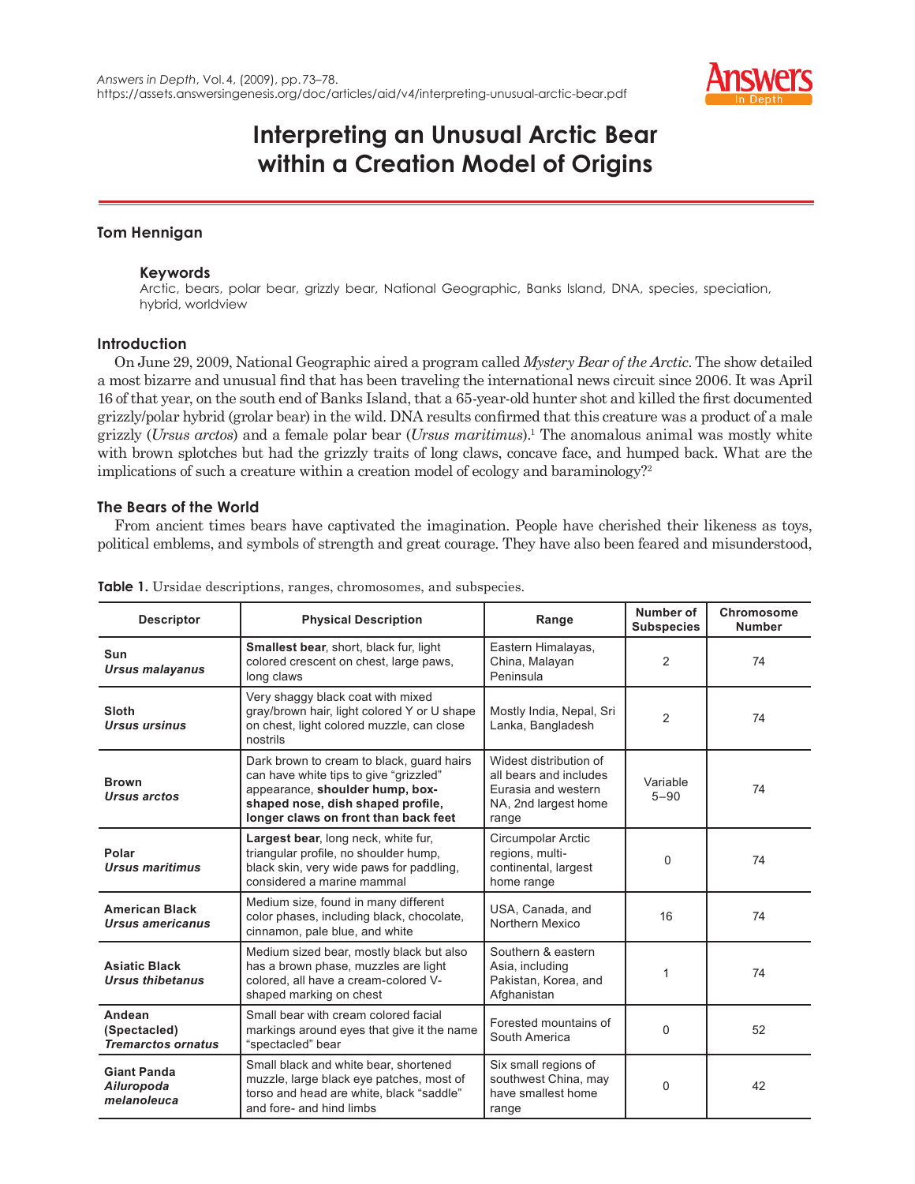# Interpreting an Unusual Arctic Bear within a Creation Model of Origins

**Tom Hennigan**

**Keywords**

Arctic, bears, polar bear, grizzly bear, National Geographic, Banks Island, DNA, species, speciation, hybrid, worldview

## Introduction

On June 29, 2009, National Geographic aired a program called *Mystery Bear of the Arctic*. The show detailed a most bizarre and unusual find that has been traveling the international news circuit since 2006. It was April 16 of that year, on the south end of Banks Island, that a 65-year-old hunter shot and killed the first documented grizzly/polar hybrid (grolar bear) in the wild. DNA results confirmed that this creature was a product of a male grizzly (*Ursus arctos*) and a female polar bear (*Ursus maritimus*).[1] The anomalous animal was mostly white with brown splotches but had the grizzly traits of long claws, concave face, and humped back. What are the implications of such a creature within a creation model of ecology and baraminology?[2]

## The Bears of the World

From ancient times bears have captivated the imagination. People have cherished their likeness as toys, political emblems, and symbols of strength and great courage. They have also been feared and misunderstood,

**Table 1.** Ursidae descriptions, ranges, chromosomes, and subspecies.

| Descriptor | Physical Description | Range | Number of Subspecies | Chromosome Number |
|---|---|---|---|---|
| **Sun** ***Ursus malayanus*** | **Smallest bear**, short, black fur, light colored crescent on chest, large paws, long claws | Eastern Himalayas, China, Malayan Peninsula | 2 | 74 |
| **Sloth** ***Ursus ursinus*** | Very shaggy black coat with mixed gray/brown hair, light colored Y or U shape on chest, light colored muzzle, can close nostrils | Mostly India, Nepal, Sri Lanka, Bangladesh | 2 | 74 |
| **Brown** ***Ursus arctos*** | Dark brown to cream to black, guard hairs can have white tips to give "grizzled" appearance, **shoulder hump, box-shaped nose, dish shaped profile, longer claws on front than back feet** | Widest distribution of all bears and includes Eurasia and western NA, 2nd largest home range | Variable 5–90 | 74 |
| **Polar** ***Ursus maritimus*** | **Largest bear**, long neck, white fur, triangular profile, no shoulder hump, black skin, very wide paws for paddling, considered a marine mammal | Circumpolar Arctic regions, multi-continental, largest home range | 0 | 74 |
| **American Black** ***Ursus americanus*** | Medium size, found in many different color phases, including black, chocolate, cinnamon, pale blue, and white | USA, Canada, and Northern Mexico | 16 | 74 |
| **Asiatic Black** ***Ursus thibetanus*** | Medium sized bear, mostly black but also has a brown phase, muzzles are light colored, all have a cream-colored V-shaped marking on chest | Southern & eastern Asia, including Pakistan, Korea, and Afghanistan | 1 | 74 |
| **Andean (Spectacled)** ***Tremarctos ornatus*** | Small bear with cream colored facial markings around eyes that give it the name "spectacled" bear | Forested mountains of South America | 0 | 52 |
| **Giant Panda** ***Ailuropoda melanoleuca*** | Small black and white bear, shortened muzzle, large black eye patches, most of torso and head are white, black "saddle" and fore- and hind limbs | Six small regions of southwest China, may have smallest home range | 0 | 42 |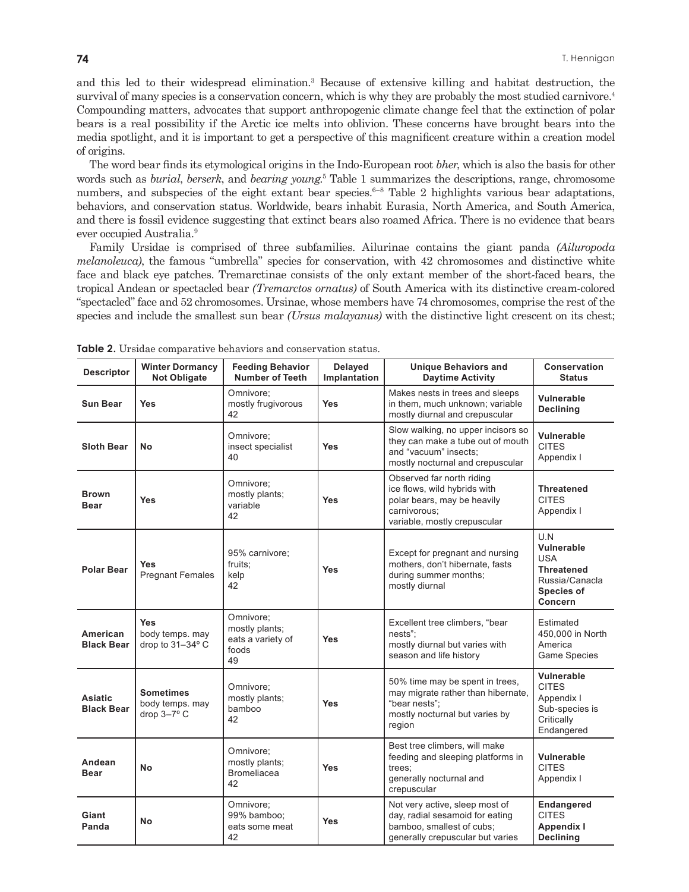and this led to their widespread elimination.[3] Because of extensive killing and habitat destruction, the survival of many species is a conservation concern, which is why they are probably the most studied carnivore.[4] Compounding matters, advocates that support anthropogenic climate change feel that the extinction of polar bears is a real possibility if the Arctic ice melts into oblivion. These concerns have brought bears into the media spotlight, and it is important to get a perspective of this magnificent creature within a creation model of origins.

The word bear finds its etymological origins in the Indo-European root *bher*, which is also the basis for other words such as *burial*, *berserk*, and *bearing young*.[5] Table 1 summarizes the descriptions, range, chromosome numbers, and subspecies of the eight extant bear species.[6–8] Table 2 highlights various bear adaptations, behaviors, and conservation status. Worldwide, bears inhabit Eurasia, North America, and South America, and there is fossil evidence suggesting that extinct bears also roamed Africa. There is no evidence that bears ever occupied Australia.[9]

Family Ursidae is comprised of three subfamilies. Ailurinae contains the giant panda *(Ailuropoda melanoleuca)*, the famous "umbrella" species for conservation, with 42 chromosomes and distinctive white face and black eye patches. Tremarctinae consists of the only extant member of the short-faced bears, the tropical Andean or spectacled bear *(Tremarctos ornatus)* of South America with its distinctive cream-colored "spectacled" face and 52 chromosomes. Ursinae, whose members have 74 chromosomes, comprise the rest of the species and include the smallest sun bear *(Ursus malayanus)* with the distinctive light crescent on its chest;

**Table 2.** Ursidae comparative behaviors and conservation status.

| Descriptor | Winter Dormancy Not Obligate | Feeding Behavior Number of Teeth | Delayed Implantation | Unique Behaviors and Daytime Activity | Conservation Status |
|---|---|---|---|---|---|
| **Sun Bear** | **Yes** | Omnivore; mostly frugivorous 42 | **Yes** | Makes nests in trees and sleeps in them, much unknown; variable mostly diurnal and crepuscular | **Vulnerable Declining** |
| **Sloth Bear** | **No** | Omnivore; insect specialist 40 | **Yes** | Slow walking, no upper incisors so they can make a tube out of mouth and "vacuum" insects; mostly nocturnal and crepuscular | **Vulnerable** CITES Appendix I |
| **Brown Bear** | **Yes** | Omnivore; mostly plants; variable 42 | **Yes** | Observed far north riding ice flows, wild hybrids with polar bears, may be heavily carnivorous; variable, mostly crepuscular | **Threatened** CITES Appendix I |
| **Polar Bear** | **Yes** Pregnant Females | 95% carnivore; fruits; kelp 42 | **Yes** | Except for pregnant and nursing mothers, don't hibernate, fasts during summer months; mostly diurnal | U.N **Vulnerable** USA **Threatened** Russia/Canacla **Species of Concern** |
| **American Black Bear** | **Yes** body temps. may drop to 31–34° C | Omnivore; mostly plants; eats a variety of foods 49 | **Yes** | Excellent tree climbers, "bear nests"; mostly diurnal but varies with season and life history | Estimated 450,000 in North America Game Species |
| **Asiatic Black Bear** | **Sometimes** body temps. may drop 3–7° C | Omnivore; mostly plants; bamboo 42 | **Yes** | 50% time may be spent in trees, may migrate rather than hibernate, "bear nests"; mostly nocturnal but varies by region | **Vulnerable** CITES Appendix I Sub-species is Critically Endangered |
| **Andean Bear** | **No** | Omnivore; mostly plants; Bromeliacea 42 | **Yes** | Best tree climbers, will make feeding and sleeping platforms in trees; generally nocturnal and crepuscular | **Vulnerable** CITES Appendix I |
| **Giant Panda** | **No** | Omnivore; 99% bamboo; eats some meat 42 | **Yes** | Not very active, sleep most of day, radial sesamoid for eating bamboo, smallest of cubs; generally crepuscular but varies | **Endangered** CITES **Appendix I Declining** |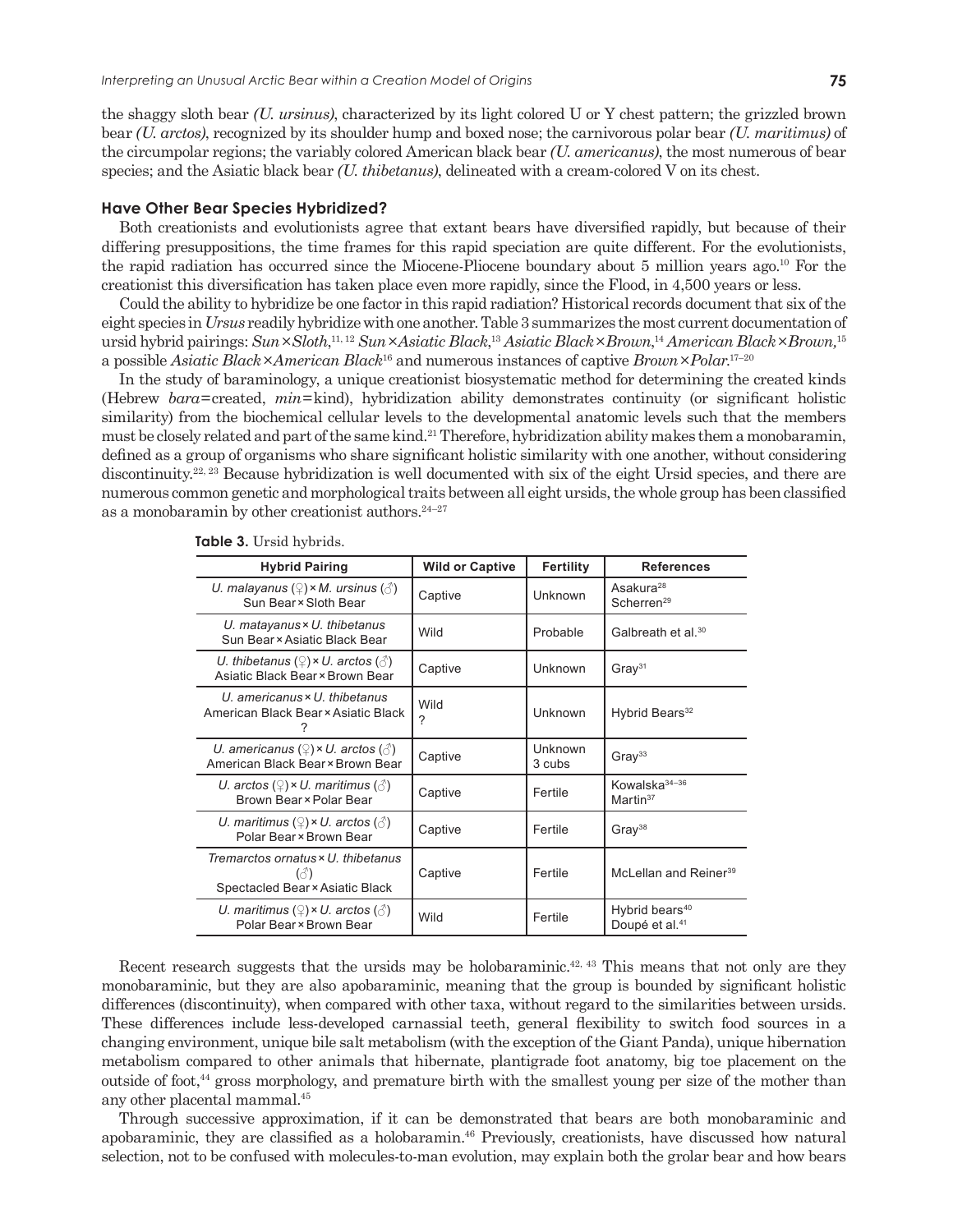the shaggy sloth bear *(U. ursinus)*, characterized by its light colored U or Y chest pattern; the grizzled brown bear *(U. arctos)*, recognized by its shoulder hump and boxed nose; the carnivorous polar bear *(U. maritimus)* of the circumpolar regions; the variably colored American black bear *(U. americanus)*, the most numerous of bear species; and the Asiatic black bear *(U. thibetanus)*, delineated with a cream-colored V on its chest.

### Have Other Bear Species Hybridized?

Both creationists and evolutionists agree that extant bears have diversified rapidly, but because of their differing presuppositions, the time frames for this rapid speciation are quite different. For the evolutionists, the rapid radiation has occurred since the Miocene-Pliocene boundary about 5 million years ago.[10] For the creationist this diversification has taken place even more rapidly, since the Flood, in 4,500 years or less.

Could the ability to hybridize be one factor in this rapid radiation? Historical records document that six of the eight species in *Ursus* readily hybridize with one another. Table 3 summarizes the most current documentation of ursid hybrid pairings: *Sun×Sloth*,[11, 12] *Sun×Asiatic Black*,[13] *Asiatic Black×Brown*,[14] *American Black×Brown*,[15] a possible *Asiatic Black×American Black*[16] and numerous instances of captive *Brown×Polar*.[17–20]

In the study of baraminology, a unique creationist biosystematic method for determining the created kinds (Hebrew *bara*=created, *min*=kind), hybridization ability demonstrates continuity (or significant holistic similarity) from the biochemical cellular levels to the developmental anatomic levels such that the members must be closely related and part of the same kind.[21] Therefore, hybridization ability makes them a monobaramin, defined as a group of organisms who share significant holistic similarity with one another, without considering discontinuity.[22, 23] Because hybridization is well documented with six of the eight Ursid species, and there are numerous common genetic and morphological traits between all eight ursids, the whole group has been classified as a monobaramin by other creationist authors.[24–27]

**Table 3.** Ursid hybrids.

| Hybrid Pairing | Wild or Captive | Fertility | References |
|---|---|---|---|
| *U. malayanus* (♀)×*M. ursinus* (♂) Sun Bear×Sloth Bear | Captive | Unknown | Asakura[28] Scherren[29] |
| *U. matayanus*×*U. thibetanus* Sun Bear×Asiatic Black Bear | Wild | Probable | Galbreath et al.[30] |
| *U. thibetanus* (♀)×*U. arctos* (♂) Asiatic Black Bear×Brown Bear | Captive | Unknown | Gray[31] |
| *U. americanus*×*U. thibetanus* American Black Bear×Asiatic Black ? | Wild ? | Unknown | Hybrid Bears[32] |
| *U. americanus* (♀)×*U. arctos* (♂) American Black Bear×Brown Bear | Captive | Unknown 3 cubs | Gray[33] |
| *U. arctos* (♀)×*U. maritimus* (♂) Brown Bear×Polar Bear | Captive | Fertile | Kowalska[34–36] Martin[37] |
| *U. maritimus* (♀)×*U. arctos* (♂) Polar Bear×Brown Bear | Captive | Fertile | Gray[38] |
| *Tremarctos ornatus*×*U. thibetanus* (♂) Spectacled Bear×Asiatic Black | Captive | Fertile | McLellan and Reiner[39] |
| *U. maritimus* (♀)×*U. arctos* (♂) Polar Bear×Brown Bear | Wild | Fertile | Hybrid bears[40] Doupé et al.[41] |

Recent research suggests that the ursids may be holobaraminic.[42, 43] This means that not only are they monobaraminic, but they are also apobaraminic, meaning that the group is bounded by significant holistic differences (discontinuity), when compared with other taxa, without regard to the similarities between ursids. These differences include less-developed carnassial teeth, general flexibility to switch food sources in a changing environment, unique bile salt metabolism (with the exception of the Giant Panda), unique hibernation metabolism compared to other animals that hibernate, plantigrade foot anatomy, big toe placement on the outside of foot,[44] gross morphology, and premature birth with the smallest young per size of the mother than any other placental mammal.[45]

Through successive approximation, if it can be demonstrated that bears are both monobaraminic and apobaraminic, they are classified as a holobaramin.[46] Previously, creationists, have discussed how natural selection, not to be confused with molecules-to-man evolution, may explain both the grolar bear and how bears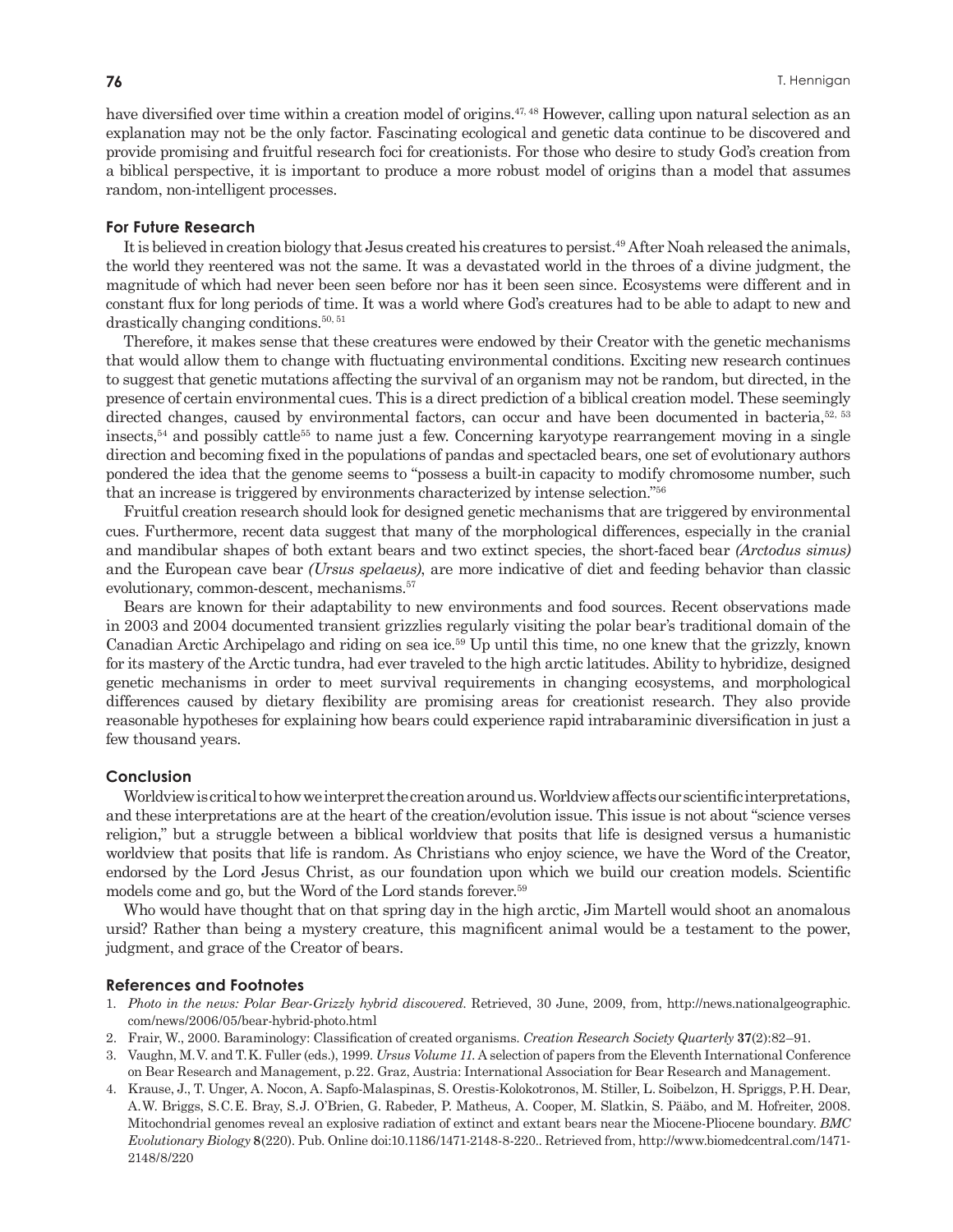have diversified over time within a creation model of origins.[47, 48] However, calling upon natural selection as an explanation may not be the only factor. Fascinating ecological and genetic data continue to be discovered and provide promising and fruitful research foci for creationists. For those who desire to study God's creation from a biblical perspective, it is important to produce a more robust model of origins than a model that assumes random, non-intelligent processes.

## For Future Research

It is believed in creation biology that Jesus created his creatures to persist.[49] After Noah released the animals, the world they reentered was not the same. It was a devastated world in the throes of a divine judgment, the magnitude of which had never been seen before nor has it been seen since. Ecosystems were different and in constant flux for long periods of time. It was a world where God's creatures had to be able to adapt to new and drastically changing conditions.[50, 51]

Therefore, it makes sense that these creatures were endowed by their Creator with the genetic mechanisms that would allow them to change with fluctuating environmental conditions. Exciting new research continues to suggest that genetic mutations affecting the survival of an organism may not be random, but directed, in the presence of certain environmental cues. This is a direct prediction of a biblical creation model. These seemingly directed changes, caused by environmental factors, can occur and have been documented in bacteria,[52, 53] insects,[54] and possibly cattle[55] to name just a few. Concerning karyotype rearrangement moving in a single direction and becoming fixed in the populations of pandas and spectacled bears, one set of evolutionary authors pondered the idea that the genome seems to "possess a built-in capacity to modify chromosome number, such that an increase is triggered by environments characterized by intense selection."[56]

Fruitful creation research should look for designed genetic mechanisms that are triggered by environmental cues. Furthermore, recent data suggest that many of the morphological differences, especially in the cranial and mandibular shapes of both extant bears and two extinct species, the short-faced bear *(Arctodus simus)* and the European cave bear *(Ursus spelaeus)*, are more indicative of diet and feeding behavior than classic evolutionary, common-descent, mechanisms.[57]

Bears are known for their adaptability to new environments and food sources. Recent observations made in 2003 and 2004 documented transient grizzlies regularly visiting the polar bear's traditional domain of the Canadian Arctic Archipelago and riding on sea ice.[59] Up until this time, no one knew that the grizzly, known for its mastery of the Arctic tundra, had ever traveled to the high arctic latitudes. Ability to hybridize, designed genetic mechanisms in order to meet survival requirements in changing ecosystems, and morphological differences caused by dietary flexibility are promising areas for creationist research. They also provide reasonable hypotheses for explaining how bears could experience rapid intrabaraminic diversification in just a few thousand years.

## Conclusion

Worldview is critical to how we interpret the creation around us. Worldview affects our scientific interpretations, and these interpretations are at the heart of the creation/evolution issue. This issue is not about "science verses religion," but a struggle between a biblical worldview that posits that life is designed versus a humanistic worldview that posits that life is random. As Christians who enjoy science, we have the Word of the Creator, endorsed by the Lord Jesus Christ, as our foundation upon which we build our creation models. Scientific models come and go, but the Word of the Lord stands forever.[59]

Who would have thought that on that spring day in the high arctic, Jim Martell would shoot an anomalous ursid? Rather than being a mystery creature, this magnificent animal would be a testament to the power, judgment, and grace of the Creator of bears.

## References and Footnotes

1. *Photo in the news: Polar Bear-Grizzly hybrid discovered*. Retrieved, 30 June, 2009, from, http://news.nationalgeographic.com/news/2006/05/bear-hybrid-photo.html
2. Frair, W., 2000. Baraminology: Classification of created organisms. *Creation Research Society Quarterly* **37**(2):82–91.
3. Vaughn, M.V. and T.K. Fuller (eds.), 1999. *Ursus Volume 11.* A selection of papers from the Eleventh International Conference on Bear Research and Management, p.22. Graz, Austria: International Association for Bear Research and Management.
4. Krause, J., T. Unger, A. Nocon, A. Sapfo-Malaspinas, S. Orestis-Kolokotronos, M. Stiller, L. Soibelzon, H. Spriggs, P.H. Dear, A.W. Briggs, S.C.E. Bray, S.J. O'Brien, G. Rabeder, P. Matheus, A. Cooper, M. Slatkin, S. Pääbo, and M. Hofreiter, 2008. Mitochondrial genomes reveal an explosive radiation of extinct and extant bears near the Miocene-Pliocene boundary. *BMC Evolutionary Biology* **8**(220). Pub. Online doi:10.1186/1471-2148-8-220.. Retrieved from, http://www.biomedcentral.com/1471-2148/8/220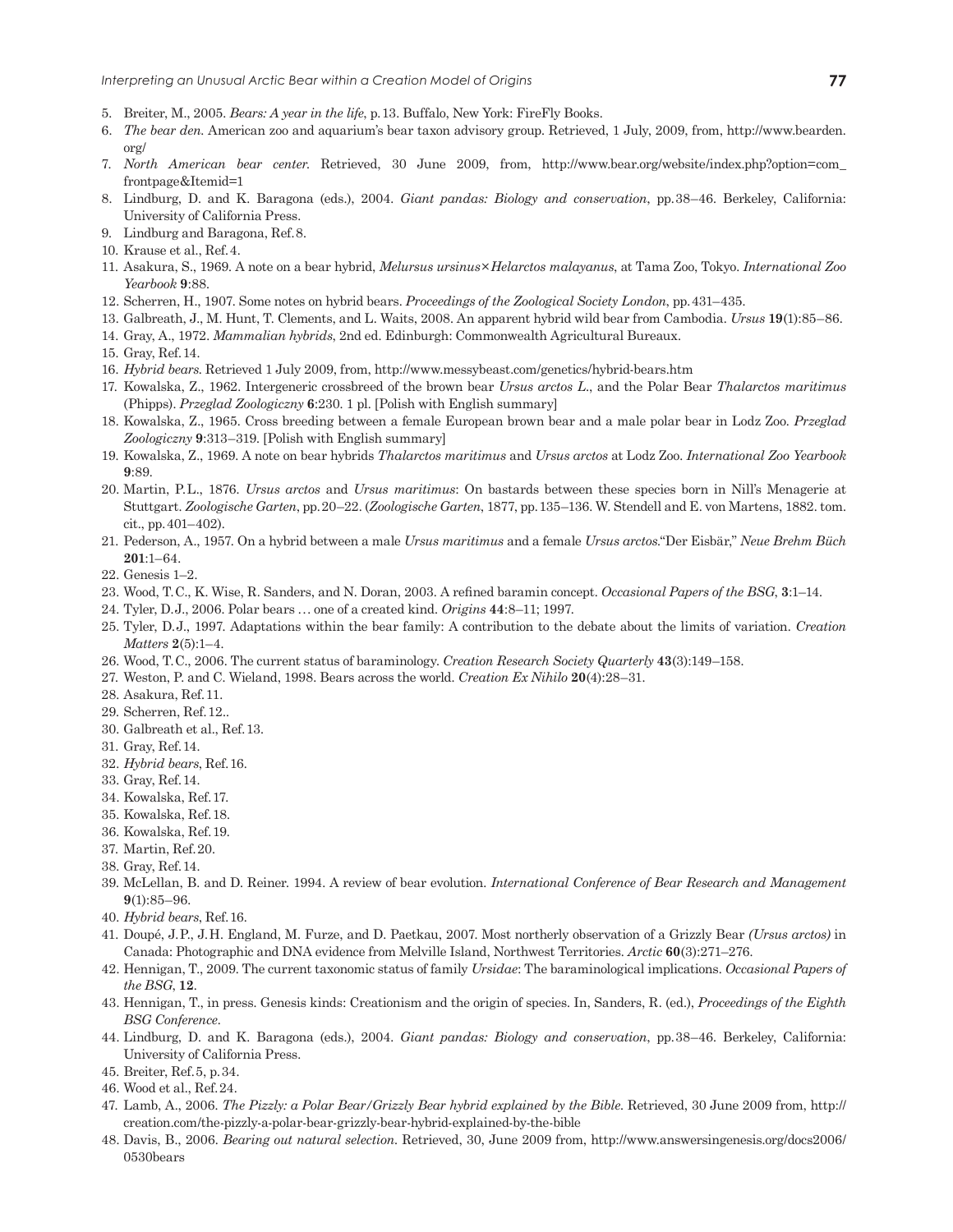5. Breiter, M., 2005. *Bears: A year in the life*, p. 13. Buffalo, New York: FireFly Books.
6. *The bear den*. American zoo and aquarium's bear taxon advisory group. Retrieved, 1 July, 2009, from, http://www.bearden.org/
7. *North American bear center*. Retrieved, 30 June 2009, from, http://www.bear.org/website/index.php?option=com_frontpage&Itemid=1
8. Lindburg, D. and K. Baragona (eds.), 2004. *Giant pandas: Biology and conservation*, pp. 38–46. Berkeley, California: University of California Press.
9. Lindburg and Baragona, Ref. 8.
10. Krause et al., Ref. 4.
11. Asakura, S., 1969. A note on a bear hybrid, *Melursus ursinus×Helarctos malayanus*, at Tama Zoo, Tokyo. *International Zoo Yearbook* **9**:88.
12. Scherren, H., 1907. Some notes on hybrid bears. *Proceedings of the Zoological Society London*, pp. 431–435.
13. Galbreath, J., M. Hunt, T. Clements, and L. Waits, 2008. An apparent hybrid wild bear from Cambodia. *Ursus* **19**(1):85–86.
14. Gray, A., 1972. *Mammalian hybrids*, 2nd ed. Edinburgh: Commonwealth Agricultural Bureaux.
15. Gray, Ref. 14.
16. *Hybrid bears*. Retrieved 1 July 2009, from, http://www.messybeast.com/genetics/hybrid-bears.htm
17. Kowalska, Z., 1962. Intergeneric crossbreed of the brown bear *Ursus arctos L.*, and the Polar Bear *Thalarctos maritimus* (Phipps). *Przeglad Zoologiczny* **6**:230. 1 pl. [Polish with English summary]
18. Kowalska, Z., 1965. Cross breeding between a female European brown bear and a male polar bear in Lodz Zoo. *Przeglad Zoologiczny* **9**:313–319. [Polish with English summary]
19. Kowalska, Z., 1969. A note on bear hybrids *Thalarctos maritimus* and *Ursus arctos* at Lodz Zoo. *International Zoo Yearbook* **9**:89.
20. Martin, P.L., 1876. *Ursus arctos* and *Ursus maritimus*: On bastards between these species born in Nill's Menagerie at Stuttgart. *Zoologische Garten*, pp. 20–22. (*Zoologische Garten*, 1877, pp. 135–136. W. Stendell and E. von Martens, 1882. tom. cit., pp. 401–402).
21. Pederson, A., 1957. On a hybrid between a male *Ursus maritimus* and a female *Ursus arctos*."Der Eisbär," *Neue Brehm Büch* **201**:1–64.
22. Genesis 1–2.
23. Wood, T.C., K. Wise, R. Sanders, and N. Doran, 2003. A refined baramin concept. *Occasional Papers of the BSG*, **3**:1–14.
24. Tyler, D.J., 2006. Polar bears … one of a created kind. *Origins* **44**:8–11; 1997.
25. Tyler, D.J., 1997. Adaptations within the bear family: A contribution to the debate about the limits of variation. *Creation Matters* **2**(5):1–4.
26. Wood, T.C., 2006. The current status of baraminology. *Creation Research Society Quarterly* **43**(3):149–158.
27. Weston, P. and C. Wieland, 1998. Bears across the world. *Creation Ex Nihilo* **20**(4):28–31.
28. Asakura, Ref. 11.
29. Scherren, Ref. 12..
30. Galbreath et al., Ref. 13.
31. Gray, Ref. 14.
32. *Hybrid bears*, Ref. 16.
33. Gray, Ref. 14.
34. Kowalska, Ref. 17.
35. Kowalska, Ref. 18.
36. Kowalska, Ref. 19.
37. Martin, Ref. 20.
38. Gray, Ref. 14.
39. McLellan, B. and D. Reiner. 1994. A review of bear evolution. *International Conference of Bear Research and Management* **9**(1):85–96.
40. *Hybrid bears*, Ref. 16.
41. Doupé, J.P., J.H. England, M. Furze, and D. Paetkau, 2007. Most northerly observation of a Grizzly Bear *(Ursus arctos)* in Canada: Photographic and DNA evidence from Melville Island, Northwest Territories. *Arctic* **60**(3):271–276.
42. Hennigan, T., 2009. The current taxonomic status of family *Ursidae*: The baraminological implications. *Occasional Papers of the BSG*, **12**.
43. Hennigan, T., in press. Genesis kinds: Creationism and the origin of species. In, Sanders, R. (ed.), *Proceedings of the Eighth BSG Conference*.
44. Lindburg, D. and K. Baragona (eds.), 2004. *Giant pandas: Biology and conservation*, pp. 38–46. Berkeley, California: University of California Press.
45. Breiter, Ref. 5, p. 34.
46. Wood et al., Ref. 24.
47. Lamb, A., 2006. *The Pizzly: a Polar Bear/Grizzly Bear hybrid explained by the Bible*. Retrieved, 30 June 2009 from, http://creation.com/the-pizzly-a-polar-bear-grizzly-bear-hybrid-explained-by-the-bible
48. Davis, B., 2006. *Bearing out natural selection*. Retrieved, 30, June 2009 from, http://www.answersingenesis.org/docs2006/0530bears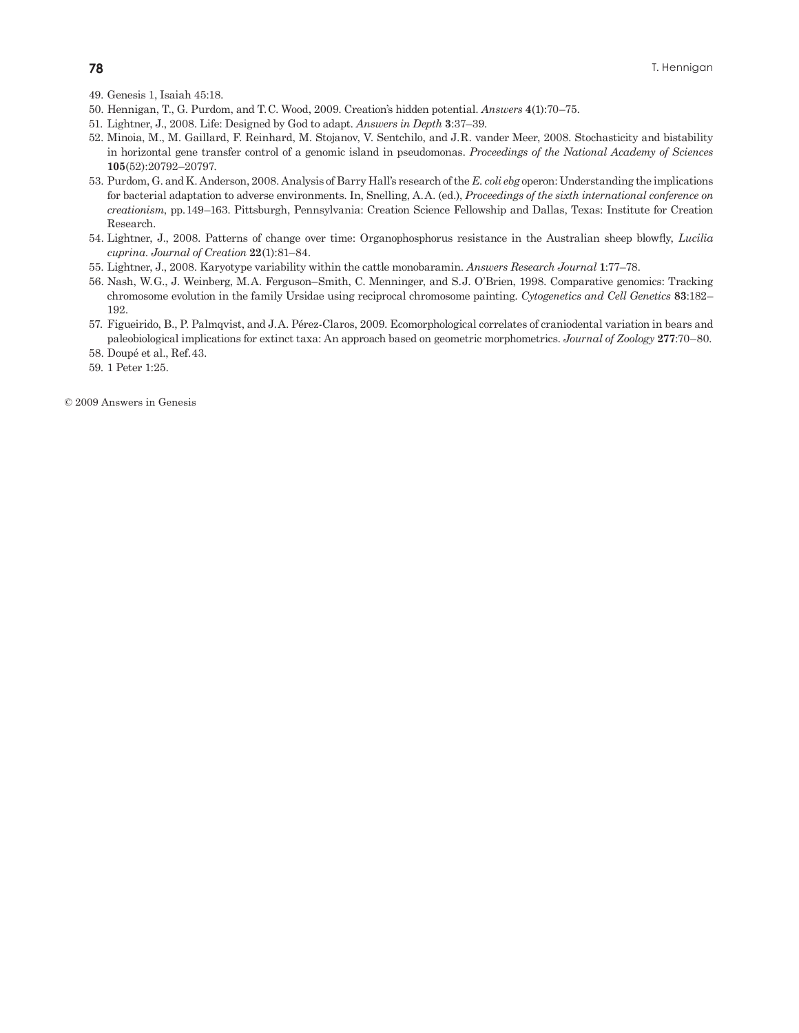49. Genesis 1, Isaiah 45:18.
50. Hennigan, T., G. Purdom, and T.C. Wood, 2009. Creation's hidden potential. *Answers* **4**(1):70–75.
51. Lightner, J., 2008. Life: Designed by God to adapt. *Answers in Depth* **3**:37–39.
52. Minoia, M., M. Gaillard, F. Reinhard, M. Stojanov, V. Sentchilo, and J.R. vander Meer, 2008. Stochasticity and bistability in horizontal gene transfer control of a genomic island in pseudomonas. *Proceedings of the National Academy of Sciences* **105**(52):20792–20797.
53. Purdom, G. and K. Anderson, 2008. Analysis of Barry Hall's research of the *E. coli ebg* operon: Understanding the implications for bacterial adaptation to adverse environments. In, Snelling, A.A. (ed.), *Proceedings of the sixth international conference on creationism*, pp. 149–163. Pittsburgh, Pennsylvania: Creation Science Fellowship and Dallas, Texas: Institute for Creation Research.
54. Lightner, J., 2008. Patterns of change over time: Organophosphorus resistance in the Australian sheep blowfly, *Lucilia cuprina*. *Journal of Creation* **22**(1):81–84.
55. Lightner, J., 2008. Karyotype variability within the cattle monobaramin. *Answers Research Journal* **1**:77–78.
56. Nash, W.G., J. Weinberg, M.A. Ferguson–Smith, C. Menninger, and S.J. O'Brien, 1998. Comparative genomics: Tracking chromosome evolution in the family Ursidae using reciprocal chromosome painting. *Cytogenetics and Cell Genetics* **83**:182–192.
57. Figueirido, B., P. Palmqvist, and J.A. Pérez-Claros, 2009. Ecomorphological correlates of craniodental variation in bears and paleobiological implications for extinct taxa: An approach based on geometric morphometrics. *Journal of Zoology* **277**:70–80.
58. Doupé et al., Ref. 43.
59. 1 Peter 1:25.

© 2009 Answers in Genesis